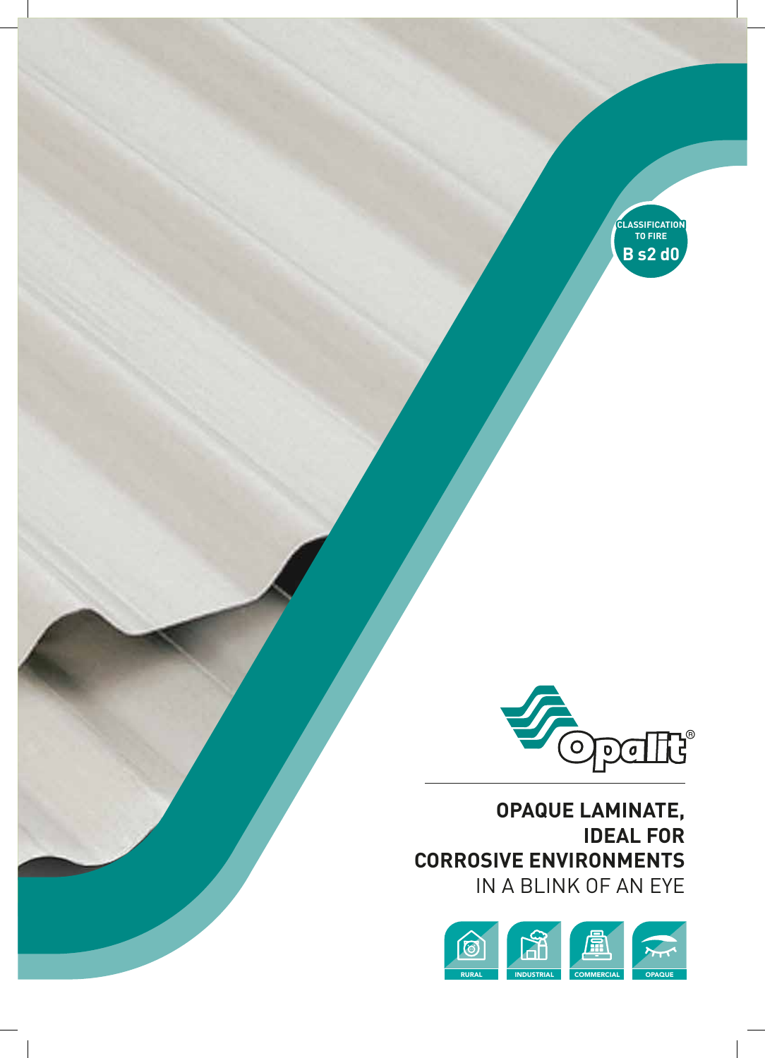CLASSIFICATION TO FIRE

**B s2 d0**

Opalit®

# OPAQUE LAMINATE, IDEAL FOR CORROSIVE ENVIRONMENTS

IN A BLINK OF AN EYE

RURAL

INDUSTRIAL

COMMERCIAL

OPAQUE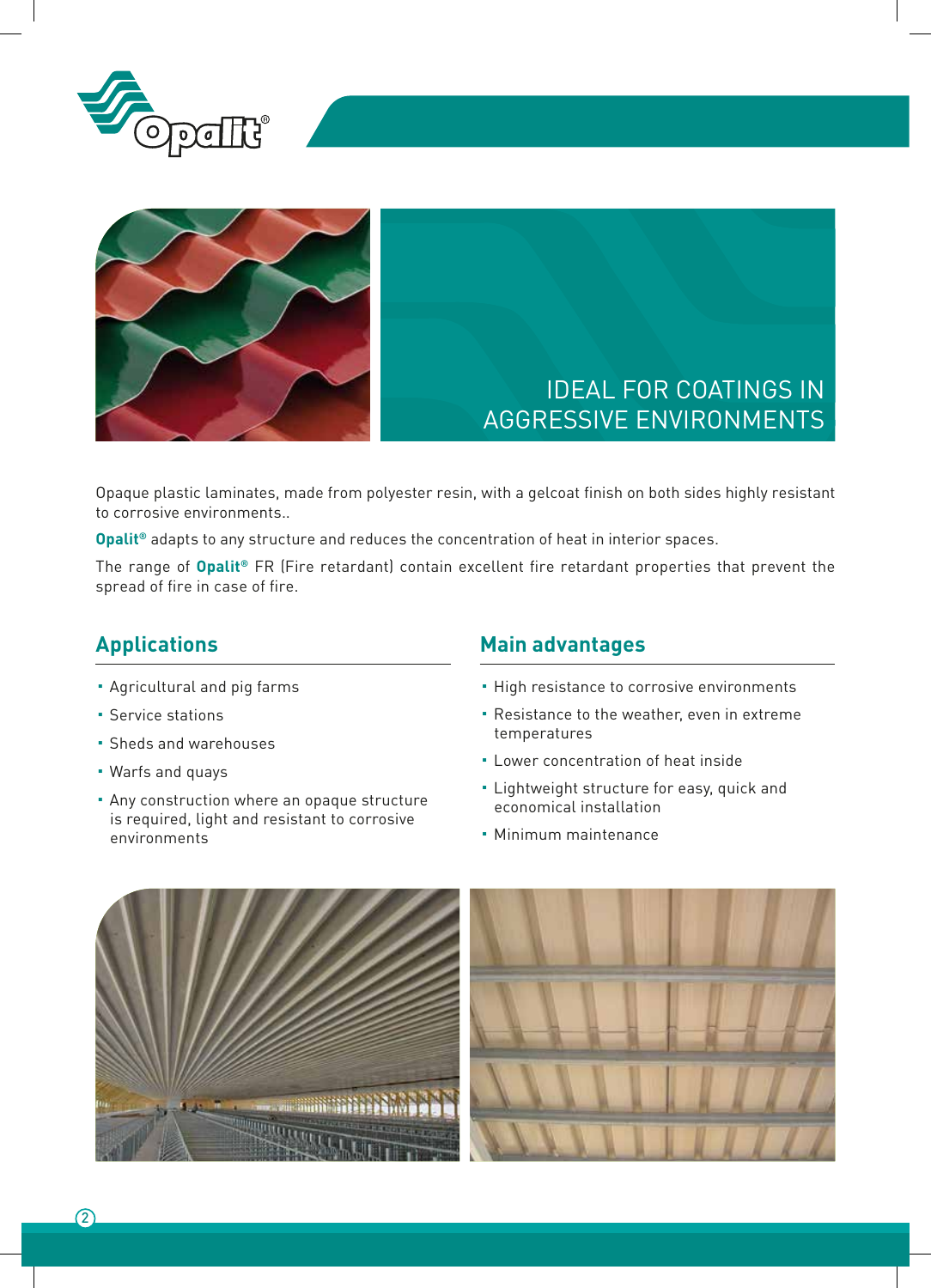IDEAL FOR COATINGS IN AGGRESSIVE ENVIRONMENTS

Opaque plastic laminates, made from polyester resin, with a gelcoat finish on both sides highly resistant to corrosive environments..

**Opalit®** adapts to any structure and reduces the concentration of heat in interior spaces.

The range of **Opalit®** FR (Fire retardant) contain excellent fire retardant properties that prevent the spread of fire in case of fire.

## Applications

- Agricultural and pig farms
- Service stations
- Sheds and warehouses
- Warfs and quays
- Any construction where an opaque structure is required, light and resistant to corrosive environments

## Main advantages

- High resistance to corrosive environments
- Resistance to the weather, even in extreme temperatures
- Lower concentration of heat inside
- Lightweight structure for easy, quick and economical installation
- Minimum maintenance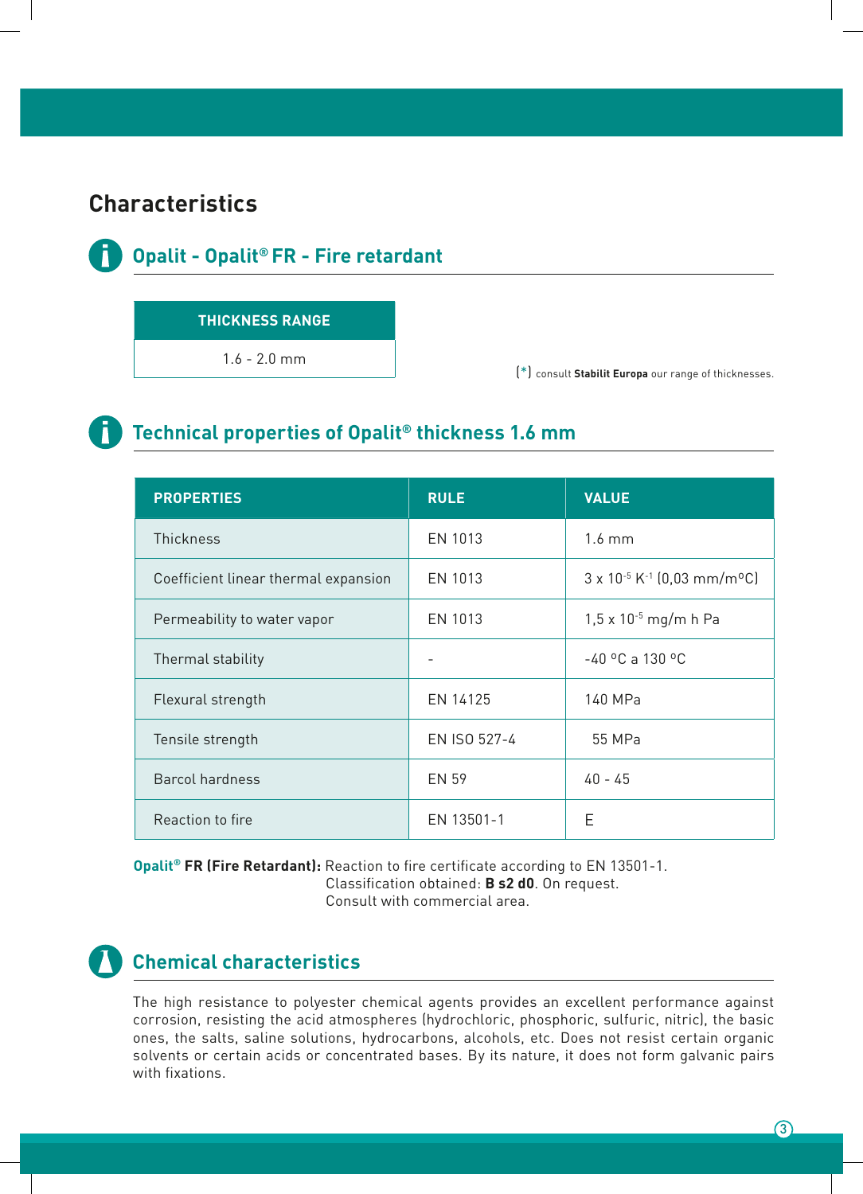# Characteristics

## Opalit - Opalit® FR - Fire retardant

| THICKNESS RANGE |
| --- |
| 1.6 - 2.0 mm |

(*) consult **Stabilit Europa** our range of thicknesses.

## Technical properties of Opalit® thickness 1.6 mm

| PROPERTIES | RULE | VALUE |
| --- | --- | --- |
| Thickness | EN 1013 | 1.6 mm |
| Coefficient linear thermal expansion | EN 1013 | $3 \times 10^{-5}$ $K^{-1}$ (0,03 mm/m°C) |
| Permeability to water vapor | EN 1013 | $1,5 \times 10^{-5}$ mg/m h Pa |
| Thermal stability | - | -40 °C a 130 °C |
| Flexural strength | EN 14125 | 140 MPa |
| Tensile strength | EN ISO 527-4 | 55 MPa |
| Barcol hardness | EN 59 | 40 - 45 |
| Reaction to fire | EN 13501-1 | E |

**Opalit® FR (Fire Retardant):** Reaction to fire certificate according to EN 13501-1.
Classification obtained: **B s2 d0**. On request.
Consult with commercial area.

## Chemical characteristics

The high resistance to polyester chemical agents provides an excellent performance against corrosion, resisting the acid atmospheres (hydrochloric, phosphoric, sulfuric, nitric), the basic ones, the salts, saline solutions, hydrocarbons, alcohols, etc. Does not resist certain organic solvents or certain acids or concentrated bases. By its nature, it does not form galvanic pairs with fixations.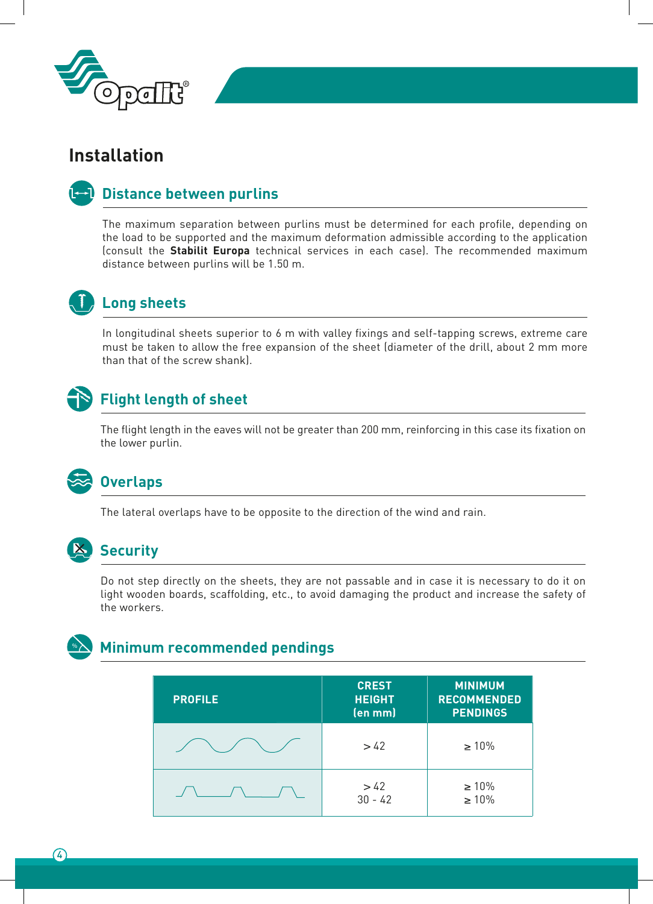# Installation

## Distance between purlins

The maximum separation between purlins must be determined for each profile, depending on the load to be supported and the maximum deformation admissible according to the application (consult the **Stabilit Europa** technical services in each case). The recommended maximum distance between purlins will be 1.50 m.

## Long sheets

In longitudinal sheets superior to 6 m with valley fixings and self-tapping screws, extreme care must be taken to allow the free expansion of the sheet (diameter of the drill, about 2 mm more than that of the screw shank).

## Flight length of sheet

The flight length in the eaves will not be greater than 200 mm, reinforcing in this case its fixation on the lower purlin.

## Overlaps

The lateral overlaps have to be opposite to the direction of the wind and rain.

## Security

Do not step directly on the sheets, they are not passable and in case it is necessary to do it on light wooden boards, scaffolding, etc., to avoid damaging the product and increase the safety of the workers.

## Minimum recommended pendings

| PROFILE | CREST HEIGHT (en mm) | MINIMUM RECOMMENDED PENDINGS |
|---|---|---|
| (sinusoidal profile) | > 42 | ≥ 10% |
| (trapezoidal profile) | > 42<br>30 - 42 | ≥ 10%<br>≥ 10% |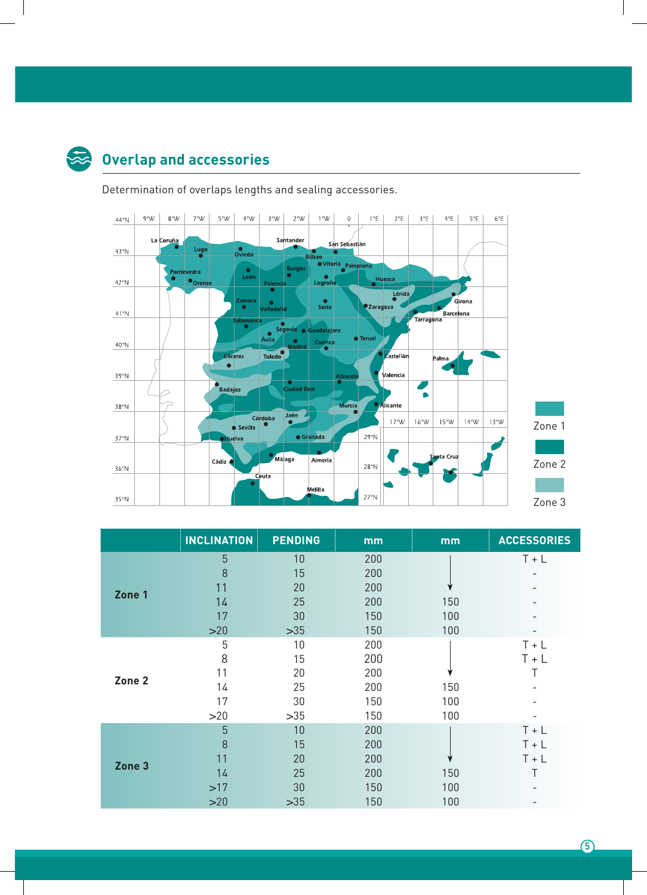## Overlap and accessories

Determination of overlaps lengths and sealing accessories.

Zone 1

Zone 2

Zone 3

| | INCLINATION | PENDING | mm | mm | ACCESSORIES |
|---|---|---|---|---|---|
| **Zone 1** | 5 | 10 | 200 | ↓ | T + L |
| | 8 | 15 | 200 | | - |
| | 11 | 20 | 200 | | - |
| | 14 | 25 | 200 | 150 | - |
| | 17 | 30 | 150 | 100 | - |
| | >20 | >35 | 150 | 100 | - |
| **Zone 2** | 5 | 10 | 200 | ↓ | T + L |
| | 8 | 15 | 200 | | T + L |
| | 11 | 20 | 200 | | T |
| | 14 | 25 | 200 | 150 | - |
| | 17 | 30 | 150 | 100 | - |
| | >20 | >35 | 150 | 100 | - |
| **Zone 3** | 5 | 10 | 200 | ↓ | T + L |
| | 8 | 15 | 200 | | T + L |
| | 11 | 20 | 200 | | T + L |
| | 14 | 25 | 200 | 150 | T |
| | >17 | 30 | 150 | 100 | - |
| | >20 | >35 | 150 | 100 | - |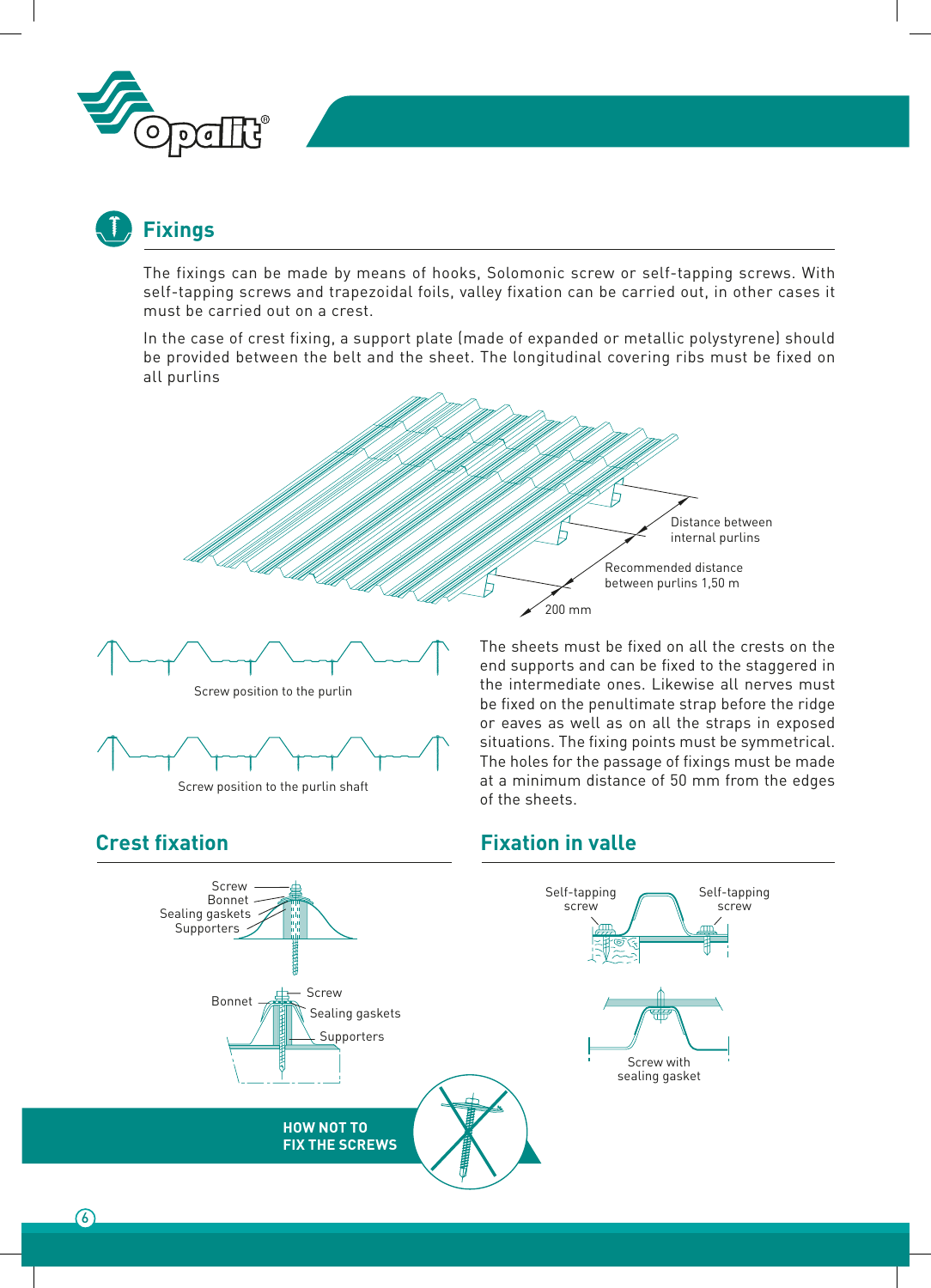## Fixings

The fixings can be made by means of hooks, Solomonic screw or self-tapping screws. With self-tapping screws and trapezoidal foils, valley fixation can be carried out, in other cases it must be carried out on a crest.

In the case of crest fixing, a support plate (made of expanded or metallic polystyrene) should be provided between the belt and the sheet. The longitudinal covering ribs must be fixed on all purlins

Distance between internal purlins

Recommended distance between purlins 1,50 m

200 mm

Screw position to the purlin

Screw position to the purlin shaft

The sheets must be fixed on all the crests on the end supports and can be fixed to the staggered in the intermediate ones. Likewise all nerves must be fixed on the penultimate strap before the ridge or eaves as well as on all the straps in exposed situations. The fixing points must be symmetrical. The holes for the passage of fixings must be made at a minimum distance of 50 mm from the edges of the sheets.

## Crest fixation

Screw
Bonnet
Sealing gaskets
Supporters

Bonnet
Screw
Sealing gaskets
Supporters

**HOW NOT TO FIX THE SCREWS**

## Fixation in valle

Self-tapping screw

Self-tapping screw

Screw with sealing gasket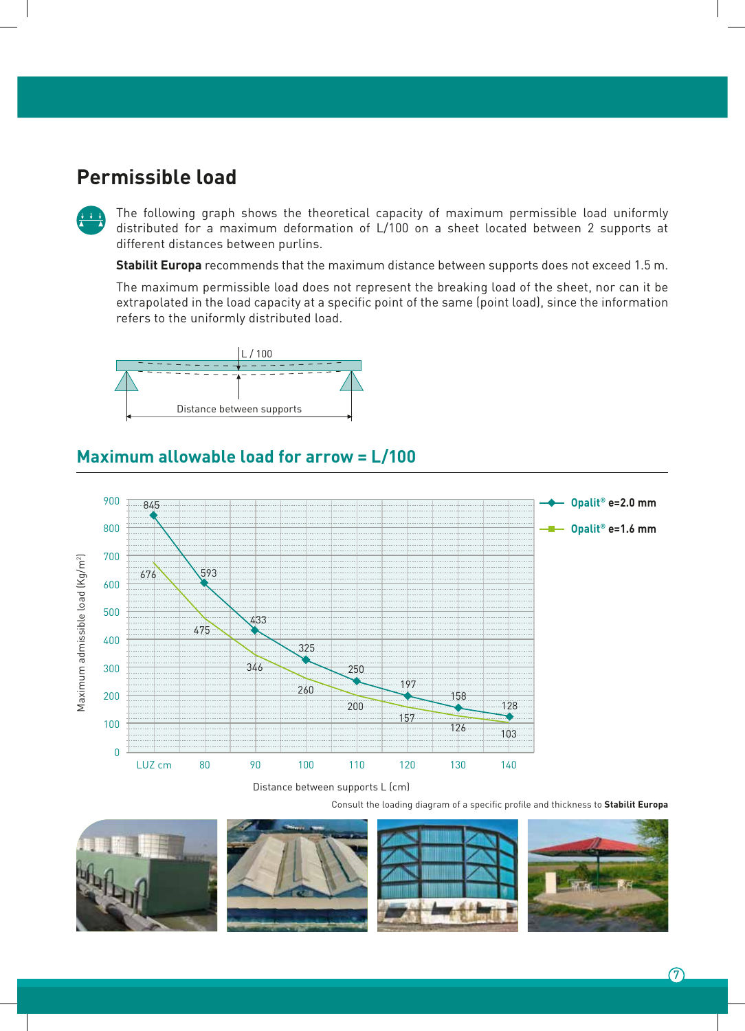## Permissible load

The following graph shows the theoretical capacity of maximum permissible load uniformly distributed for a maximum deformation of L/100 on a sheet located between 2 supports at different distances between purlins.

**Stabilit Europa** recommends that the maximum distance between supports does not exceed 1.5 m.

The maximum permissible load does not represent the breaking load of the sheet, nor can it be extrapolated in the load capacity at a specific point of the same (point load), since the information refers to the uniformly distributed load.

L / 100

Distance between supports

### Maximum allowable load for arrow = L/100

| LUZ cm | 70 | 80 | 90 | 100 | 110 | 120 | 130 | 140 |
|---|---|---|---|---|---|---|---|---|
| Opalit® e=2.0 mm | 845 | 593 | 433 | 325 | 250 | 197 | 158 | 128 |
| Opalit® e=1.6 mm | 676 | 475 | 346 | 260 | 200 | 157 | 126 | 103 |

Maximum admissible load (Kg/m²)

Distance between supports L (cm)

Consult the loading diagram of a specific profile and thickness to **Stabilit Europa**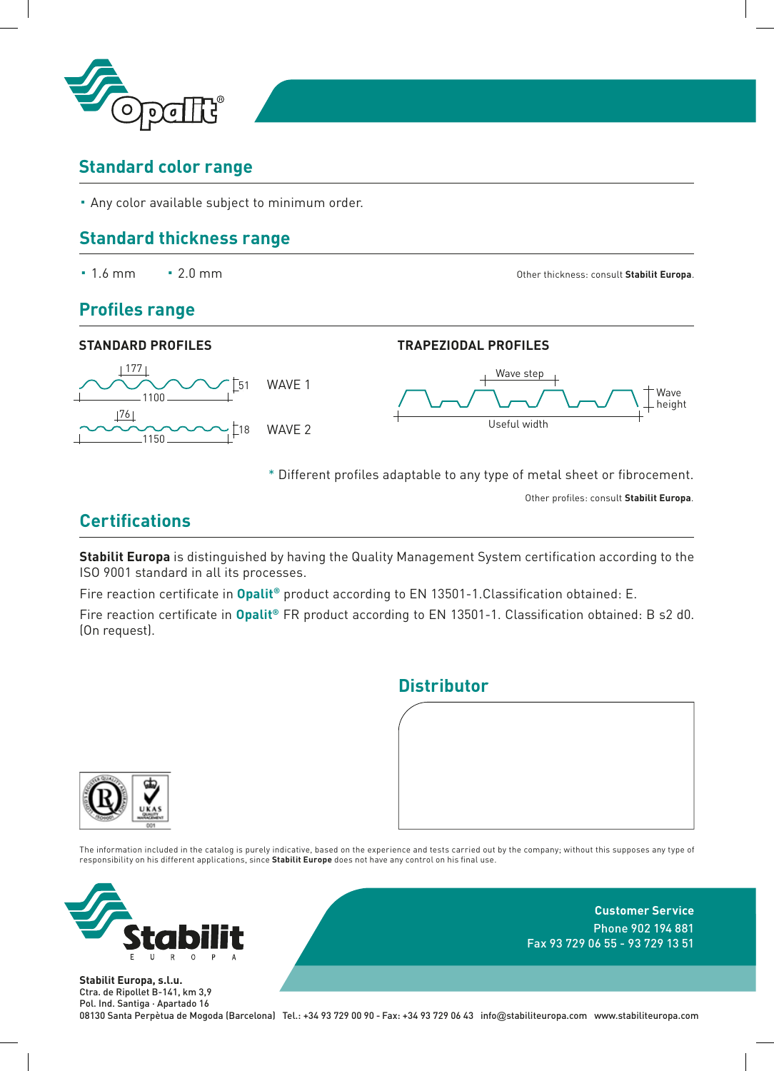## Standard color range

- Any color available subject to minimum order.

## Standard thickness range

- 1.6 mm
- 2.0 mm

Other thickness: consult **Stabilit Europa**.

## Profiles range

### STANDARD PROFILES

177

51

1100

WAVE 1

76

18

1150

WAVE 2

### TRAPEZIODAL PROFILES

Wave step

Wave height

Useful width

\* Different profiles adaptable to any type of metal sheet or fibrocement.

Other profiles: consult **Stabilit Europa**.

## Certifications

**Stabilit Europa** is distinguished by having the Quality Management System certification according to the ISO 9001 standard in all its processes.

Fire reaction certificate in **Opalit®** product according to EN 13501-1.Classification obtained: E.

Fire reaction certificate in **Opalit®** FR product according to EN 13501-1. Classification obtained: B s2 d0. (On request).

## Distributor

The information included in the catalog is purely indicative, based on the experience and tests carried out by the company; without this supposes any type of responsibility on his different applications, since **Stabilit Europe** does not have any control on his final use.

**Customer Service**
Phone 902 194 881
Fax 93 729 06 55 - 93 729 13 51

**Stabilit Europa, s.l.u.**
Ctra. de Ripollet B-141, km 3,9
Pol. Ind. Santiga · Apartado 16
08130 Santa Perpètua de Mogoda (Barcelona) Tel.: +34 93 729 00 90 - Fax: +34 93 729 06 43 info@stabiliteuropa.com www.stabiliteuropa.com